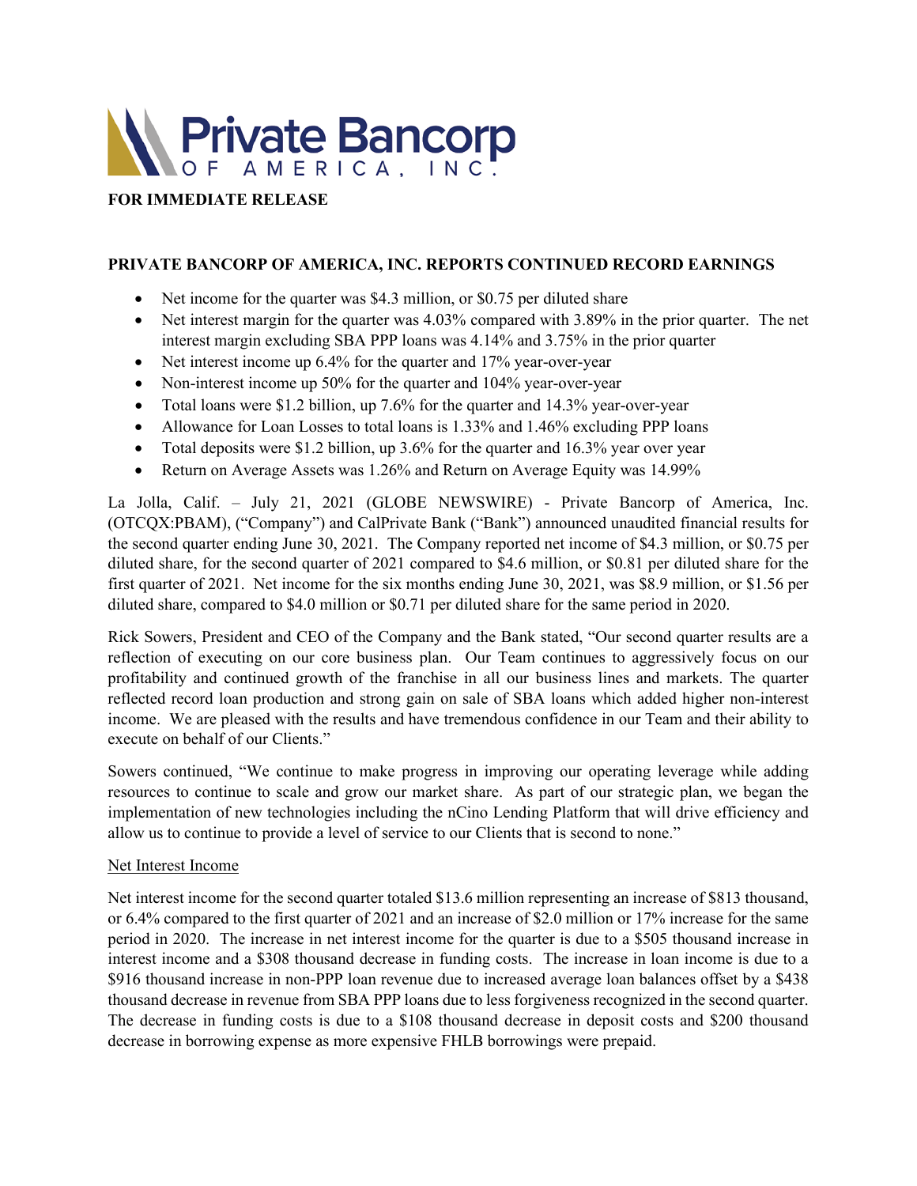Private Bancorp OF AMERICA, INC.

**FOR IMMEDIATE RELEASE**

**PRIVATE BANCORP OF AMERICA, INC. REPORTS CONTINUED RECORD EARNINGS**

- Net income for the quarter was $4.3 million, or $0.75 per diluted share
- Net interest margin for the quarter was 4.03% compared with 3.89% in the prior quarter. The net interest margin excluding SBA PPP loans was 4.14% and 3.75% in the prior quarter
- Net interest income up 6.4% for the quarter and 17% year-over-year
- Non-interest income up 50% for the quarter and 104% year-over-year
- Total loans were $1.2 billion, up 7.6% for the quarter and 14.3% year-over-year
- Allowance for Loan Losses to total loans is 1.33% and 1.46% excluding PPP loans
- Total deposits were $1.2 billion, up 3.6% for the quarter and 16.3% year over year
- Return on Average Assets was 1.26% and Return on Average Equity was 14.99%

La Jolla, Calif. – July 21, 2021 (GLOBE NEWSWIRE) - Private Bancorp of America, Inc. (OTCQX:PBAM), ("Company") and CalPrivate Bank ("Bank") announced unaudited financial results for the second quarter ending June 30, 2021. The Company reported net income of $4.3 million, or $0.75 per diluted share, for the second quarter of 2021 compared to $4.6 million, or $0.81 per diluted share for the first quarter of 2021. Net income for the six months ending June 30, 2021, was $8.9 million, or $1.56 per diluted share, compared to $4.0 million or $0.71 per diluted share for the same period in 2020.

Rick Sowers, President and CEO of the Company and the Bank stated, "Our second quarter results are a reflection of executing on our core business plan. Our Team continues to aggressively focus on our profitability and continued growth of the franchise in all our business lines and markets. The quarter reflected record loan production and strong gain on sale of SBA loans which added higher non-interest income. We are pleased with the results and have tremendous confidence in our Team and their ability to execute on behalf of our Clients."

Sowers continued, "We continue to make progress in improving our operating leverage while adding resources to continue to scale and grow our market share. As part of our strategic plan, we began the implementation of new technologies including the nCino Lending Platform that will drive efficiency and allow us to continue to provide a level of service to our Clients that is second to none."

Net Interest Income

Net interest income for the second quarter totaled $13.6 million representing an increase of $813 thousand, or 6.4% compared to the first quarter of 2021 and an increase of $2.0 million or 17% increase for the same period in 2020. The increase in net interest income for the quarter is due to a $505 thousand increase in interest income and a $308 thousand decrease in funding costs. The increase in loan income is due to a $916 thousand increase in non-PPP loan revenue due to increased average loan balances offset by a $438 thousand decrease in revenue from SBA PPP loans due to less forgiveness recognized in the second quarter. The decrease in funding costs is due to a $108 thousand decrease in deposit costs and $200 thousand decrease in borrowing expense as more expensive FHLB borrowings were prepaid.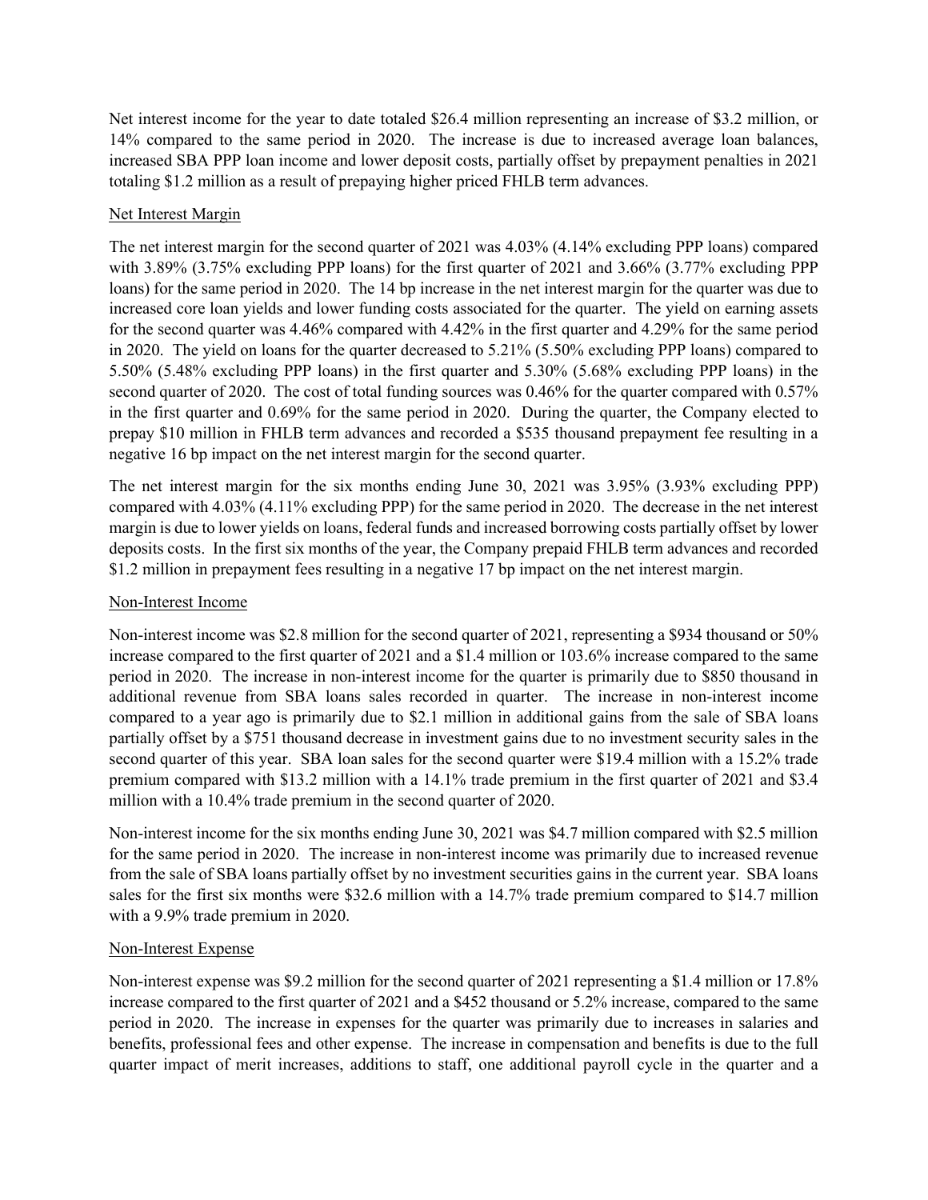Net interest income for the year to date totaled $26.4 million representing an increase of $3.2 million, or 14% compared to the same period in 2020. The increase is due to increased average loan balances, increased SBA PPP loan income and lower deposit costs, partially offset by prepayment penalties in 2021 totaling $1.2 million as a result of prepaying higher priced FHLB term advances.

Net Interest Margin

The net interest margin for the second quarter of 2021 was 4.03% (4.14% excluding PPP loans) compared with 3.89% (3.75% excluding PPP loans) for the first quarter of 2021 and 3.66% (3.77% excluding PPP loans) for the same period in 2020. The 14 bp increase in the net interest margin for the quarter was due to increased core loan yields and lower funding costs associated for the quarter. The yield on earning assets for the second quarter was 4.46% compared with 4.42% in the first quarter and 4.29% for the same period in 2020. The yield on loans for the quarter decreased to 5.21% (5.50% excluding PPP loans) compared to 5.50% (5.48% excluding PPP loans) in the first quarter and 5.30% (5.68% excluding PPP loans) in the second quarter of 2020. The cost of total funding sources was 0.46% for the quarter compared with 0.57% in the first quarter and 0.69% for the same period in 2020. During the quarter, the Company elected to prepay $10 million in FHLB term advances and recorded a $535 thousand prepayment fee resulting in a negative 16 bp impact on the net interest margin for the second quarter.

The net interest margin for the six months ending June 30, 2021 was 3.95% (3.93% excluding PPP) compared with 4.03% (4.11% excluding PPP) for the same period in 2020. The decrease in the net interest margin is due to lower yields on loans, federal funds and increased borrowing costs partially offset by lower deposits costs. In the first six months of the year, the Company prepaid FHLB term advances and recorded $1.2 million in prepayment fees resulting in a negative 17 bp impact on the net interest margin.

Non-Interest Income

Non-interest income was $2.8 million for the second quarter of 2021, representing a $934 thousand or 50% increase compared to the first quarter of 2021 and a $1.4 million or 103.6% increase compared to the same period in 2020. The increase in non-interest income for the quarter is primarily due to $850 thousand in additional revenue from SBA loans sales recorded in quarter. The increase in non-interest income compared to a year ago is primarily due to $2.1 million in additional gains from the sale of SBA loans partially offset by a $751 thousand decrease in investment gains due to no investment security sales in the second quarter of this year. SBA loan sales for the second quarter were $19.4 million with a 15.2% trade premium compared with $13.2 million with a 14.1% trade premium in the first quarter of 2021 and $3.4 million with a 10.4% trade premium in the second quarter of 2020.

Non-interest income for the six months ending June 30, 2021 was $4.7 million compared with $2.5 million for the same period in 2020. The increase in non-interest income was primarily due to increased revenue from the sale of SBA loans partially offset by no investment securities gains in the current year. SBA loans sales for the first six months were $32.6 million with a 14.7% trade premium compared to $14.7 million with a 9.9% trade premium in 2020.

Non-Interest Expense

Non-interest expense was $9.2 million for the second quarter of 2021 representing a $1.4 million or 17.8% increase compared to the first quarter of 2021 and a $452 thousand or 5.2% increase, compared to the same period in 2020. The increase in expenses for the quarter was primarily due to increases in salaries and benefits, professional fees and other expense. The increase in compensation and benefits is due to the full quarter impact of merit increases, additions to staff, one additional payroll cycle in the quarter and a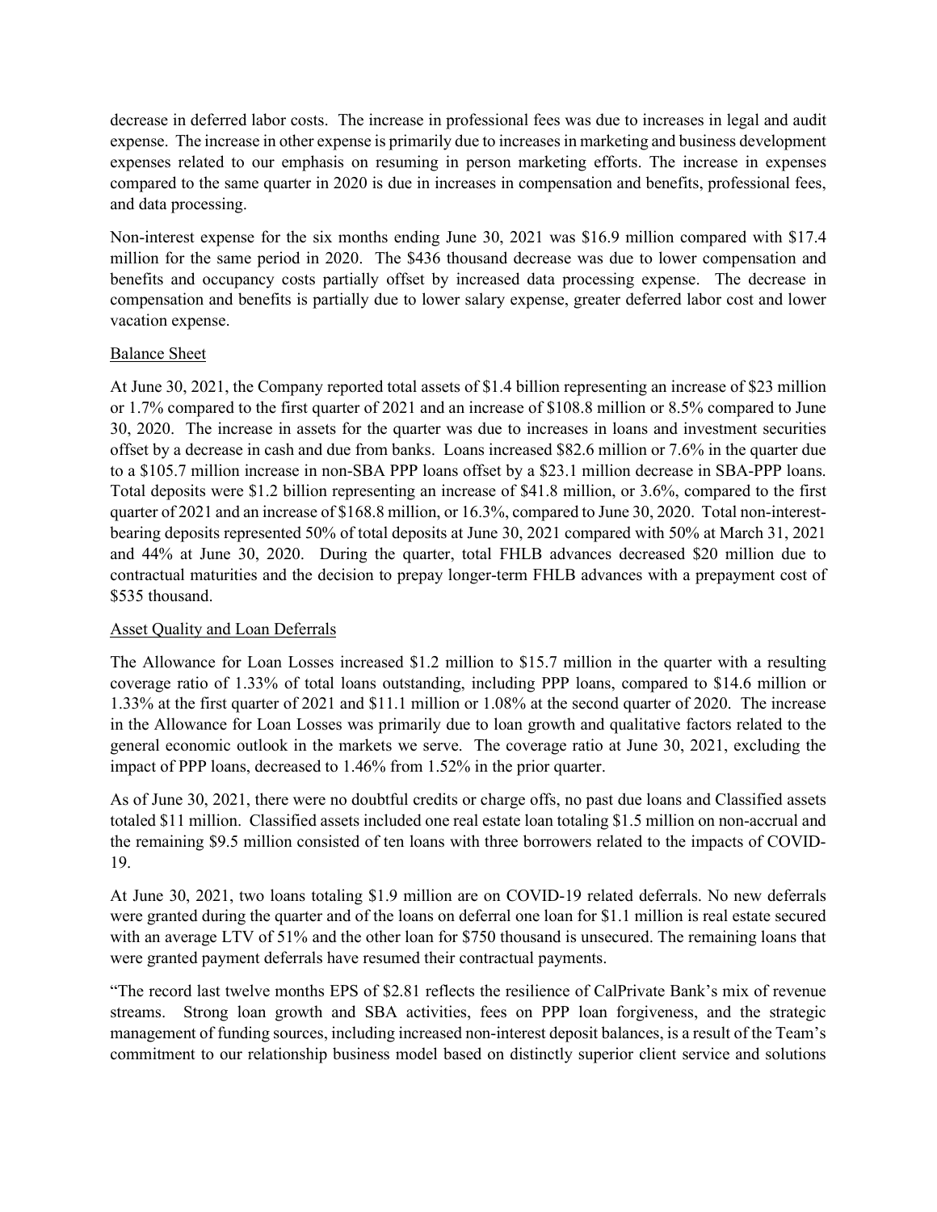decrease in deferred labor costs. The increase in professional fees was due to increases in legal and audit expense. The increase in other expense is primarily due to increases in marketing and business development expenses related to our emphasis on resuming in person marketing efforts. The increase in expenses compared to the same quarter in 2020 is due in increases in compensation and benefits, professional fees, and data processing.

Non-interest expense for the six months ending June 30, 2021 was $16.9 million compared with $17.4 million for the same period in 2020. The $436 thousand decrease was due to lower compensation and benefits and occupancy costs partially offset by increased data processing expense. The decrease in compensation and benefits is partially due to lower salary expense, greater deferred labor cost and lower vacation expense.

## Balance Sheet

At June 30, 2021, the Company reported total assets of $1.4 billion representing an increase of $23 million or 1.7% compared to the first quarter of 2021 and an increase of $108.8 million or 8.5% compared to June 30, 2020. The increase in assets for the quarter was due to increases in loans and investment securities offset by a decrease in cash and due from banks. Loans increased $82.6 million or 7.6% in the quarter due to a $105.7 million increase in non-SBA PPP loans offset by a $23.1 million decrease in SBA-PPP loans. Total deposits were $1.2 billion representing an increase of $41.8 million, or 3.6%, compared to the first quarter of 2021 and an increase of $168.8 million, or 16.3%, compared to June 30, 2020. Total non-interest-bearing deposits represented 50% of total deposits at June 30, 2021 compared with 50% at March 31, 2021 and 44% at June 30, 2020. During the quarter, total FHLB advances decreased $20 million due to contractual maturities and the decision to prepay longer-term FHLB advances with a prepayment cost of $535 thousand.

## Asset Quality and Loan Deferrals

The Allowance for Loan Losses increased $1.2 million to $15.7 million in the quarter with a resulting coverage ratio of 1.33% of total loans outstanding, including PPP loans, compared to $14.6 million or 1.33% at the first quarter of 2021 and $11.1 million or 1.08% at the second quarter of 2020. The increase in the Allowance for Loan Losses was primarily due to loan growth and qualitative factors related to the general economic outlook in the markets we serve. The coverage ratio at June 30, 2021, excluding the impact of PPP loans, decreased to 1.46% from 1.52% in the prior quarter.

As of June 30, 2021, there were no doubtful credits or charge offs, no past due loans and Classified assets totaled $11 million. Classified assets included one real estate loan totaling $1.5 million on non-accrual and the remaining $9.5 million consisted of ten loans with three borrowers related to the impacts of COVID-19.

At June 30, 2021, two loans totaling $1.9 million are on COVID-19 related deferrals. No new deferrals were granted during the quarter and of the loans on deferral one loan for $1.1 million is real estate secured with an average LTV of 51% and the other loan for $750 thousand is unsecured. The remaining loans that were granted payment deferrals have resumed their contractual payments.

"The record last twelve months EPS of $2.81 reflects the resilience of CalPrivate Bank's mix of revenue streams. Strong loan growth and SBA activities, fees on PPP loan forgiveness, and the strategic management of funding sources, including increased non-interest deposit balances, is a result of the Team's commitment to our relationship business model based on distinctly superior client service and solutions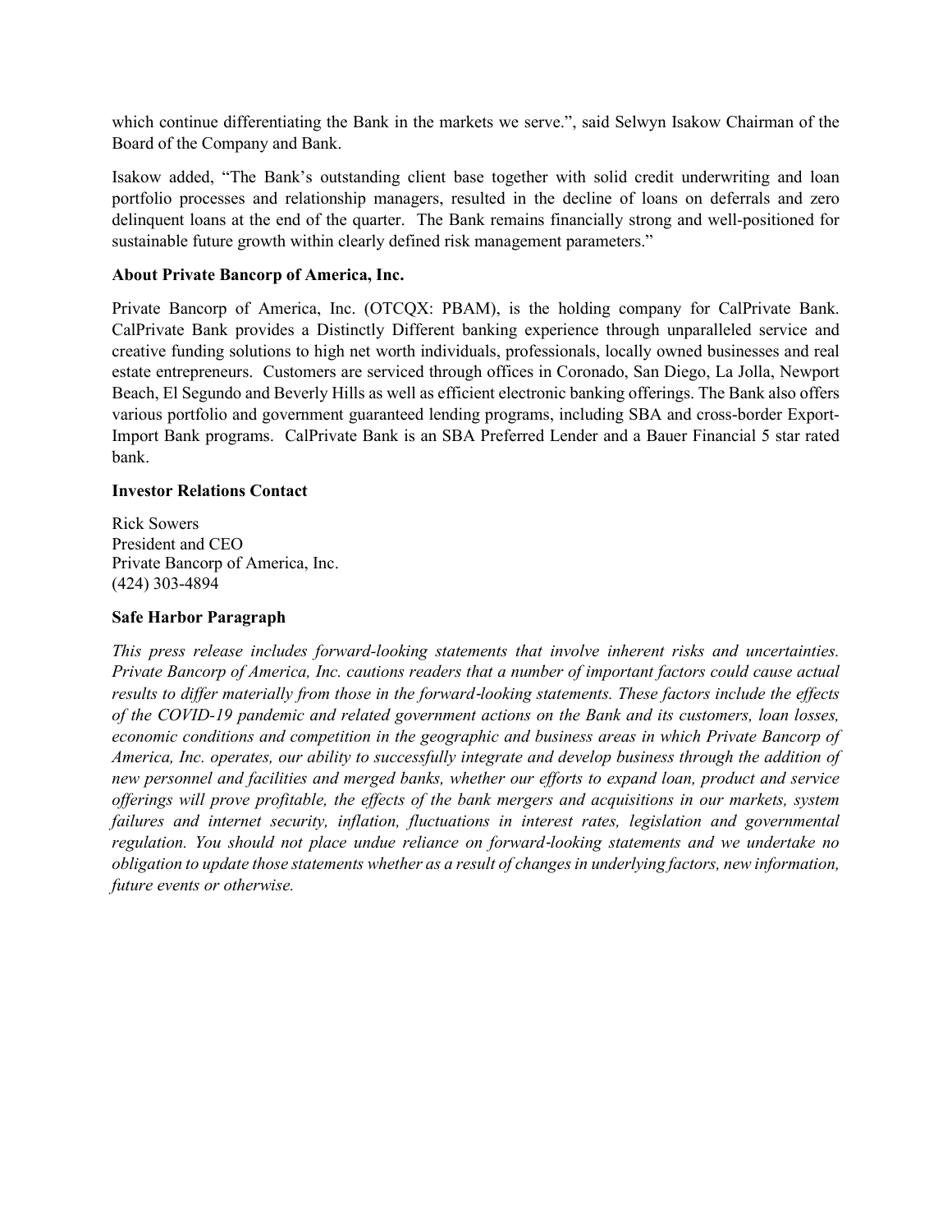which continue differentiating the Bank in the markets we serve.", said Selwyn Isakow Chairman of the Board of the Company and Bank.

Isakow added, "The Bank's outstanding client base together with solid credit underwriting and loan portfolio processes and relationship managers, resulted in the decline of loans on deferrals and zero delinquent loans at the end of the quarter. The Bank remains financially strong and well-positioned for sustainable future growth within clearly defined risk management parameters."

**About Private Bancorp of America, Inc.**

Private Bancorp of America, Inc. (OTCQX: PBAM), is the holding company for CalPrivate Bank. CalPrivate Bank provides a Distinctly Different banking experience through unparalleled service and creative funding solutions to high net worth individuals, professionals, locally owned businesses and real estate entrepreneurs. Customers are serviced through offices in Coronado, San Diego, La Jolla, Newport Beach, El Segundo and Beverly Hills as well as efficient electronic banking offerings. The Bank also offers various portfolio and government guaranteed lending programs, including SBA and cross-border Export-Import Bank programs. CalPrivate Bank is an SBA Preferred Lender and a Bauer Financial 5 star rated bank.

**Investor Relations Contact**

Rick Sowers
President and CEO
Private Bancorp of America, Inc.
(424) 303-4894

**Safe Harbor Paragraph**

*This press release includes forward-looking statements that involve inherent risks and uncertainties. Private Bancorp of America, Inc. cautions readers that a number of important factors could cause actual results to differ materially from those in the forward-looking statements. These factors include the effects of the COVID-19 pandemic and related government actions on the Bank and its customers, loan losses, economic conditions and competition in the geographic and business areas in which Private Bancorp of America, Inc. operates, our ability to successfully integrate and develop business through the addition of new personnel and facilities and merged banks, whether our efforts to expand loan, product and service offerings will prove profitable, the effects of the bank mergers and acquisitions in our markets, system failures and internet security, inflation, fluctuations in interest rates, legislation and governmental regulation. You should not place undue reliance on forward-looking statements and we undertake no obligation to update those statements whether as a result of changes in underlying factors, new information, future events or otherwise.*